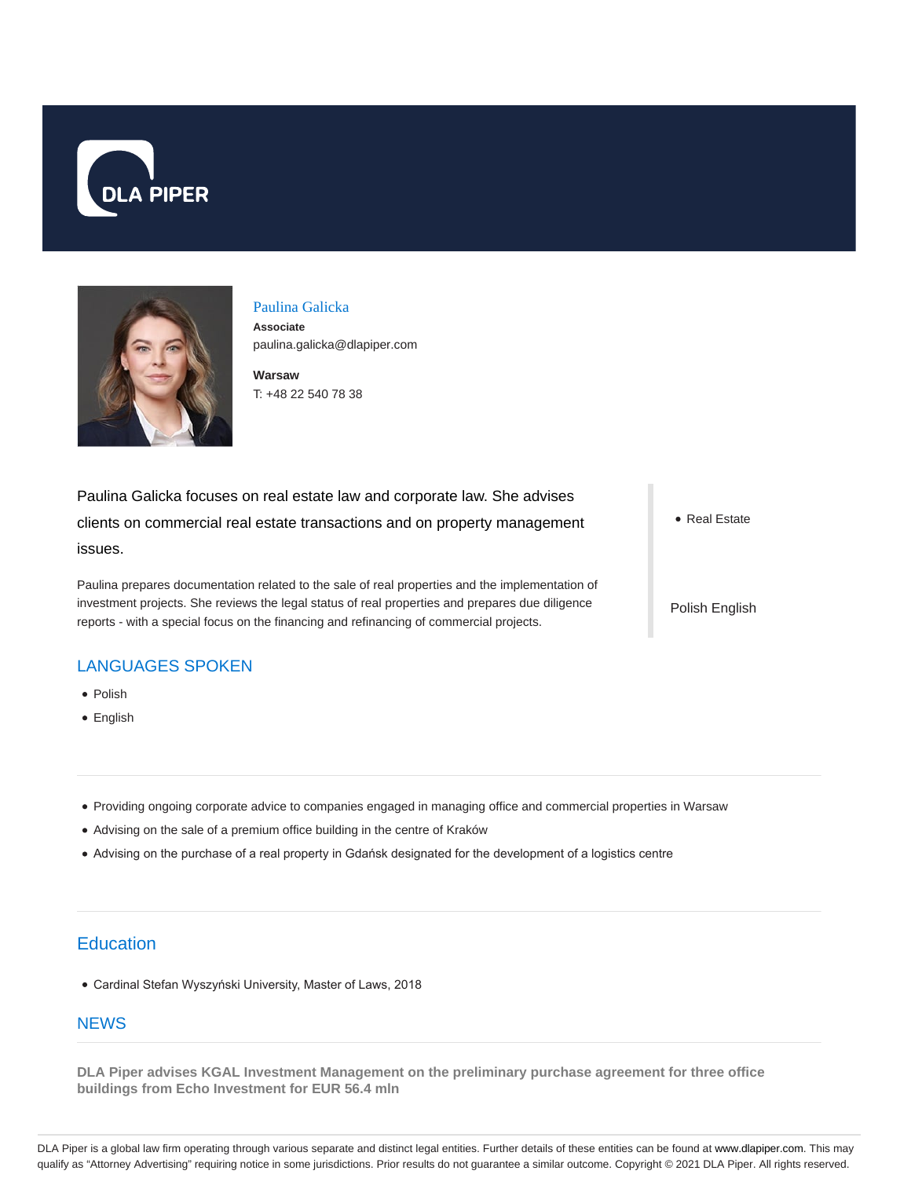DLA PIPER

# Paulina Galicka

**Associate**

paulina.galicka@dlapiper.com

**Warsaw**

T: +48 22 540 78 38

Paulina Galicka focuses on real estate law and corporate law. She advises clients on commercial real estate transactions and on property management issues.

Paulina prepares documentation related to the sale of real properties and the implementation of investment projects. She reviews the legal status of real properties and prepares due diligence reports - with a special focus on the financing and refinancing of commercial projects.

- Real Estate

Polish English

## LANGUAGES SPOKEN

- Polish
- English

---

- Providing ongoing corporate advice to companies engaged in managing office and commercial properties in Warsaw
- Advising on the sale of a premium office building in the centre of Kraków
- Advising on the purchase of a real property in Gdańsk designated for the development of a logistics centre

---

## Education

- Cardinal Stefan Wyszyński University, Master of Laws, 2018

## NEWS

---

**DLA Piper advises KGAL Investment Management on the preliminary purchase agreement for three office buildings from Echo Investment for EUR 56.4 mln**

DLA Piper is a global law firm operating through various separate and distinct legal entities. Further details of these entities can be found at www.dlapiper.com. This may qualify as "Attorney Advertising" requiring notice in some jurisdictions. Prior results do not guarantee a similar outcome. Copyright © 2021 DLA Piper. All rights reserved.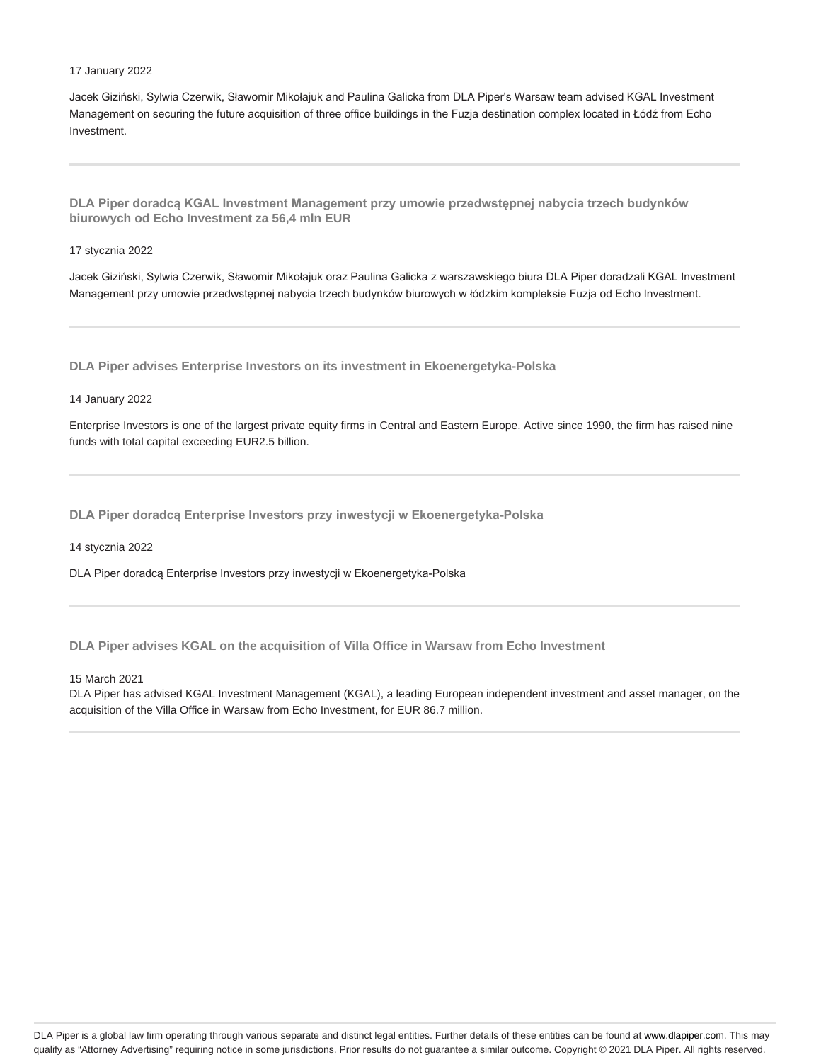17 January 2022

Jacek Giziński, Sylwia Czerwik, Sławomir Mikołajuk and Paulina Galicka from DLA Piper's Warsaw team advised KGAL Investment Management on securing the future acquisition of three office buildings in the Fuzja destination complex located in Łódź from Echo Investment.

---

### DLA Piper doradcą KGAL Investment Management przy umowie przedwstępnej nabycia trzech budynków biurowych od Echo Investment za 56,4 mln EUR

17 stycznia 2022

Jacek Giziński, Sylwia Czerwik, Sławomir Mikołajuk oraz Paulina Galicka z warszawskiego biura DLA Piper doradzali KGAL Investment Management przy umowie przedwstępnej nabycia trzech budynków biurowych w łódzkim kompleksie Fuzja od Echo Investment.

---

### DLA Piper advises Enterprise Investors on its investment in Ekoenergetyka-Polska

14 January 2022

Enterprise Investors is one of the largest private equity firms in Central and Eastern Europe. Active since 1990, the firm has raised nine funds with total capital exceeding EUR2.5 billion.

---

### DLA Piper doradcą Enterprise Investors przy inwestycji w Ekoenergetyka-Polska

14 stycznia 2022

DLA Piper doradcą Enterprise Investors przy inwestycji w Ekoenergetyka-Polska

---

### DLA Piper advises KGAL on the acquisition of Villa Office in Warsaw from Echo Investment

15 March 2021

DLA Piper has advised KGAL Investment Management (KGAL), a leading European independent investment and asset manager, on the acquisition of the Villa Office in Warsaw from Echo Investment, for EUR 86.7 million.

---